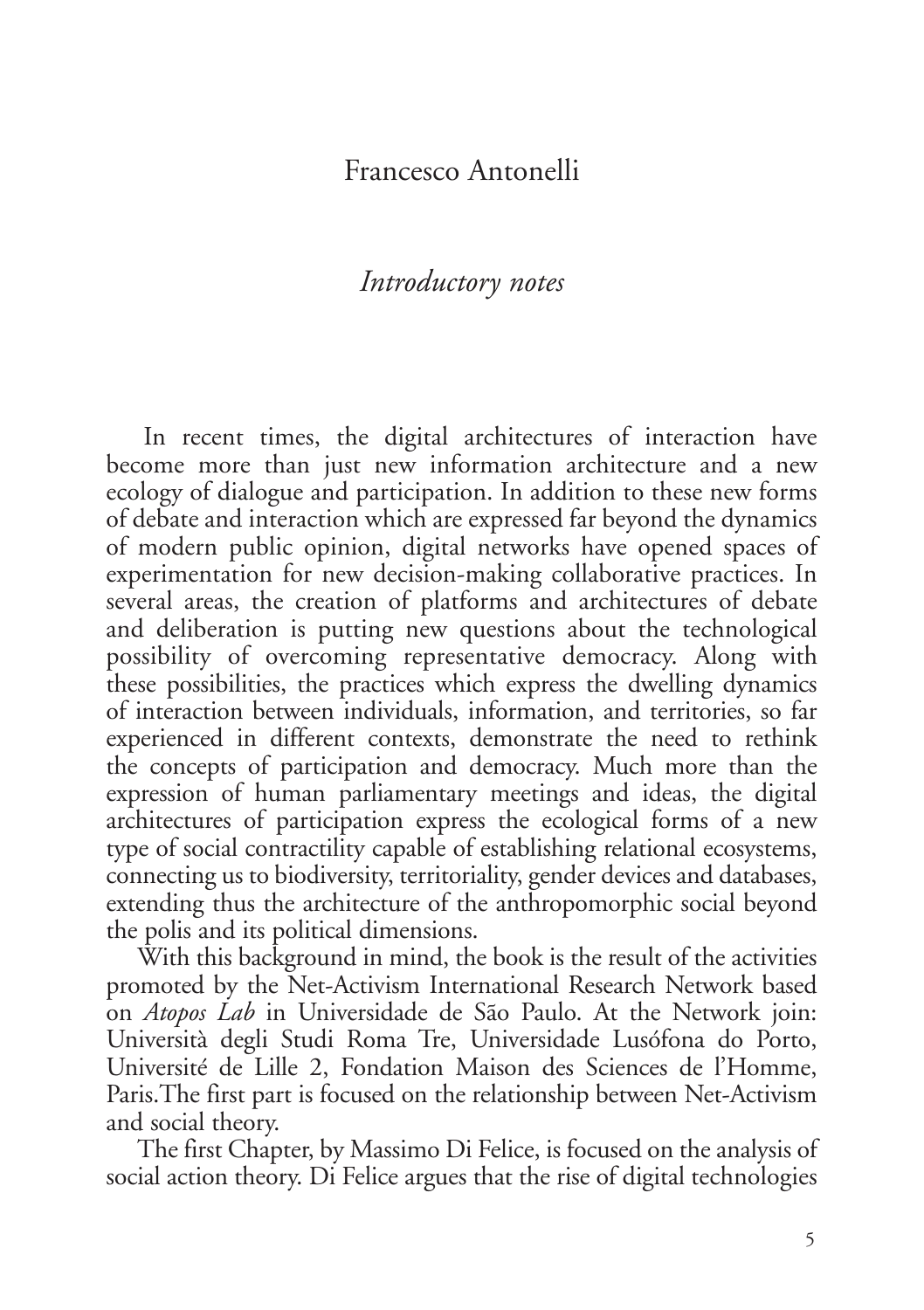Francesco Antonelli

# *Introductory notes*

In recent times, the digital architectures of interaction have become more than just new information architecture and a new ecology of dialogue and participation. In addition to these new forms of debate and interaction which are expressed far beyond the dynamics of modern public opinion, digital networks have opened spaces of experimentation for new decision-making collaborative practices. In several areas, the creation of platforms and architectures of debate and deliberation is putting new questions about the technological possibility of overcoming representative democracy. Along with these possibilities, the practices which express the dwelling dynamics of interaction between individuals, information, and territories, so far experienced in different contexts, demonstrate the need to rethink the concepts of participation and democracy. Much more than the expression of human parliamentary meetings and ideas, the digital architectures of participation express the ecological forms of a new type of social contractility capable of establishing relational ecosystems, connecting us to biodiversity, territoriality, gender devices and databases, extending thus the architecture of the anthropomorphic social beyond the polis and its political dimensions.

With this background in mind, the book is the result of the activities promoted by the Net-Activism International Research Network based on *Atopos Lab* in Universidade de São Paulo. At the Network join: Università degli Studi Roma Tre, Universidade Lusófona do Porto, Université de Lille 2, Fondation Maison des Sciences de l'Homme, Paris.The first part is focused on the relationship between Net-Activism and social theory.

The first Chapter, by Massimo Di Felice, is focused on the analysis of social action theory. Di Felice argues that the rise of digital technologies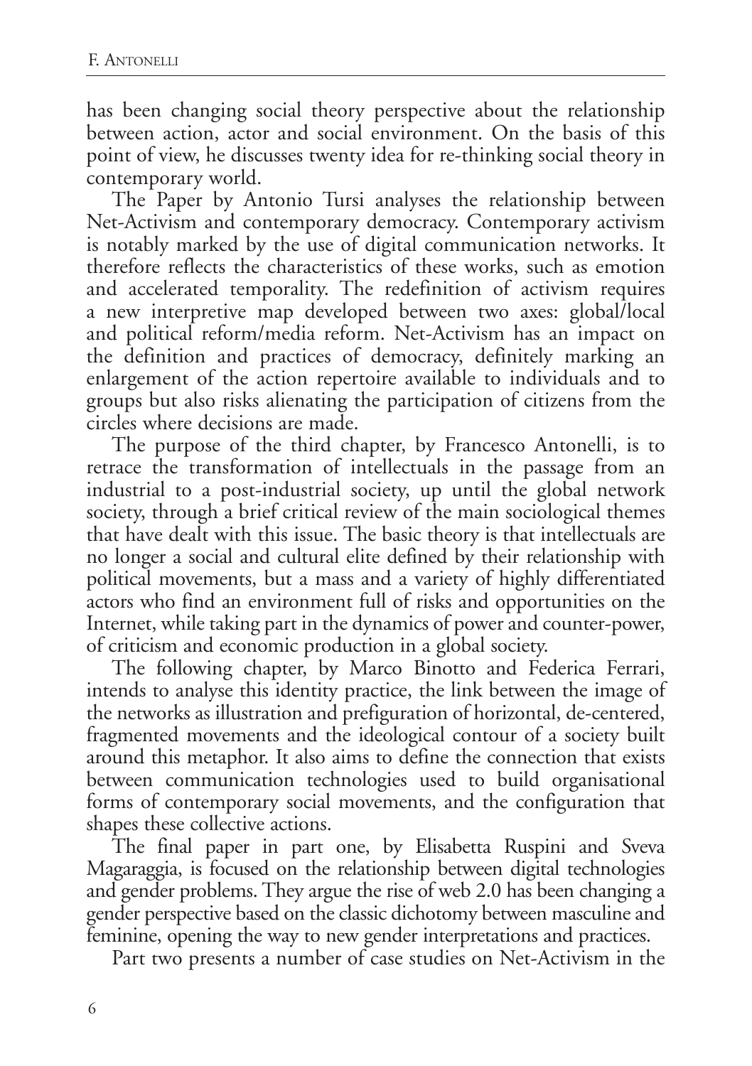has been changing social theory perspective about the relationship between action, actor and social environment. On the basis of this point of view, he discusses twenty idea for re-thinking social theory in contemporary world.

The Paper by Antonio Tursi analyses the relationship between Net-Activism and contemporary democracy. Contemporary activism is notably marked by the use of digital communication networks. It therefore reflects the characteristics of these works, such as emotion and accelerated temporality. The redefinition of activism requires a new interpretive map developed between two axes: global/local and political reform/media reform. Net-Activism has an impact on the definition and practices of democracy, definitely marking an enlargement of the action repertoire available to individuals and to groups but also risks alienating the participation of citizens from the circles where decisions are made.

The purpose of the third chapter, by Francesco Antonelli, is to retrace the transformation of intellectuals in the passage from an industrial to a post-industrial society, up until the global network society, through a brief critical review of the main sociological themes that have dealt with this issue. The basic theory is that intellectuals are no longer a social and cultural elite defined by their relationship with political movements, but a mass and a variety of highly differentiated actors who find an environment full of risks and opportunities on the Internet, while taking part in the dynamics of power and counter-power, of criticism and economic production in a global society.

The following chapter, by Marco Binotto and Federica Ferrari, intends to analyse this identity practice, the link between the image of the networks as illustration and prefiguration of horizontal, de-centered, fragmented movements and the ideological contour of a society built around this metaphor. It also aims to define the connection that exists between communication technologies used to build organisational forms of contemporary social movements, and the configuration that shapes these collective actions.

The final paper in part one, by Elisabetta Ruspini and Sveva Magaraggia, is focused on the relationship between digital technologies and gender problems. They argue the rise of web 2.0 has been changing a gender perspective based on the classic dichotomy between masculine and feminine, opening the way to new gender interpretations and practices.

Part two presents a number of case studies on Net-Activism in the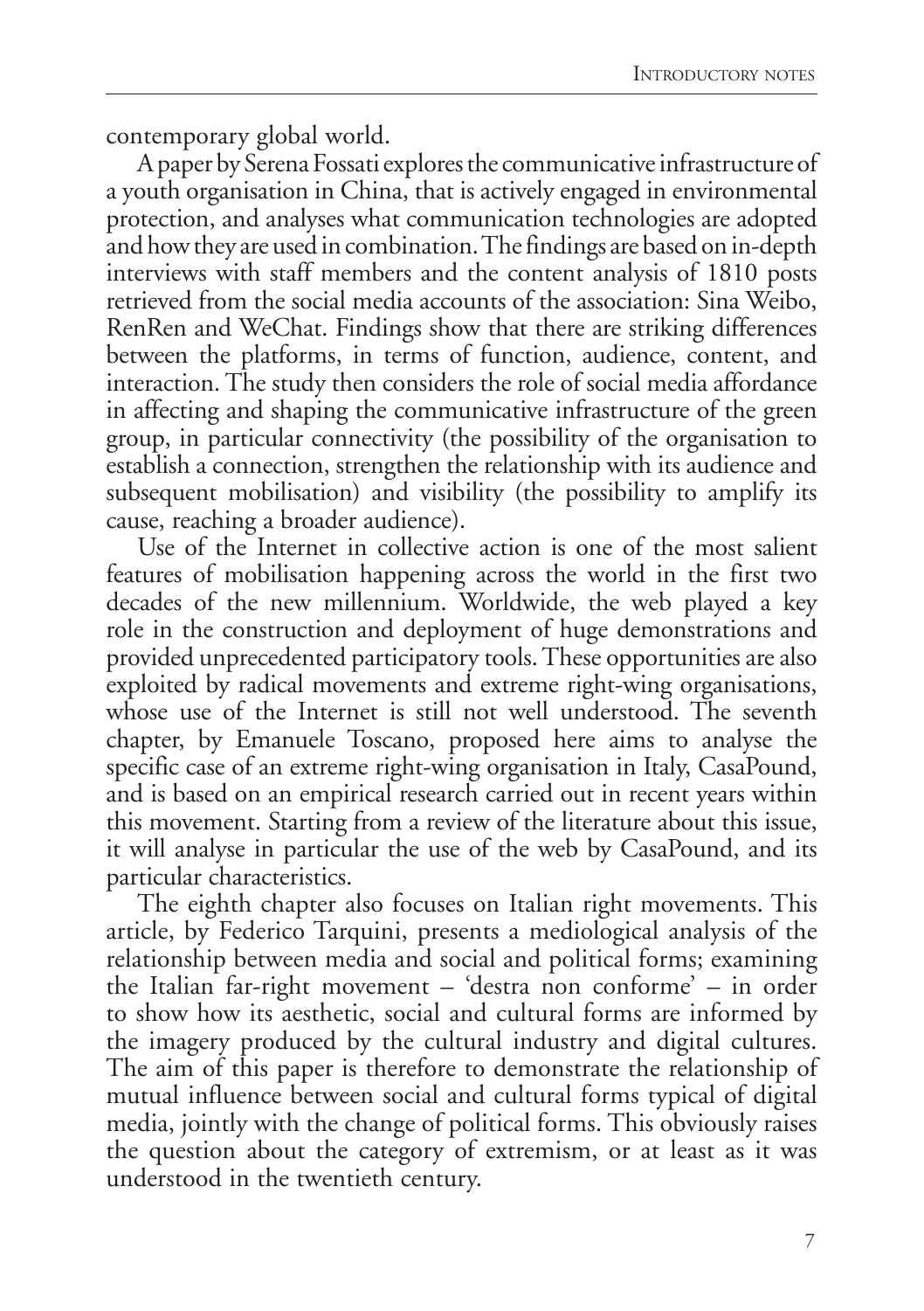contemporary global world.

A paper by Serena Fossati explores the communicative infrastructure of a youth organisation in China, that is actively engaged in environmental protection, and analyses what communication technologies are adopted and how they are used in combination. The findings are based on in-depth interviews with staff members and the content analysis of 1810 posts retrieved from the social media accounts of the association: Sina Weibo, RenRen and WeChat. Findings show that there are striking differences between the platforms, in terms of function, audience, content, and interaction. The study then considers the role of social media affordance in affecting and shaping the communicative infrastructure of the green group, in particular connectivity (the possibility of the organisation to establish a connection, strengthen the relationship with its audience and subsequent mobilisation) and visibility (the possibility to amplify its cause, reaching a broader audience).

Use of the Internet in collective action is one of the most salient features of mobilisation happening across the world in the first two decades of the new millennium. Worldwide, the web played a key role in the construction and deployment of huge demonstrations and provided unprecedented participatory tools. These opportunities are also exploited by radical movements and extreme right-wing organisations, whose use of the Internet is still not well understood. The seventh chapter, by Emanuele Toscano, proposed here aims to analyse the specific case of an extreme right-wing organisation in Italy, CasaPound, and is based on an empirical research carried out in recent years within this movement. Starting from a review of the literature about this issue, it will analyse in particular the use of the web by CasaPound, and its particular characteristics.

The eighth chapter also focuses on Italian right movements. This article, by Federico Tarquini, presents a mediological analysis of the relationship between media and social and political forms; examining the Italian far-right movement – 'destra non conforme' – in order to show how its aesthetic, social and cultural forms are informed by the imagery produced by the cultural industry and digital cultures. The aim of this paper is therefore to demonstrate the relationship of mutual influence between social and cultural forms typical of digital media, jointly with the change of political forms. This obviously raises the question about the category of extremism, or at least as it was understood in the twentieth century.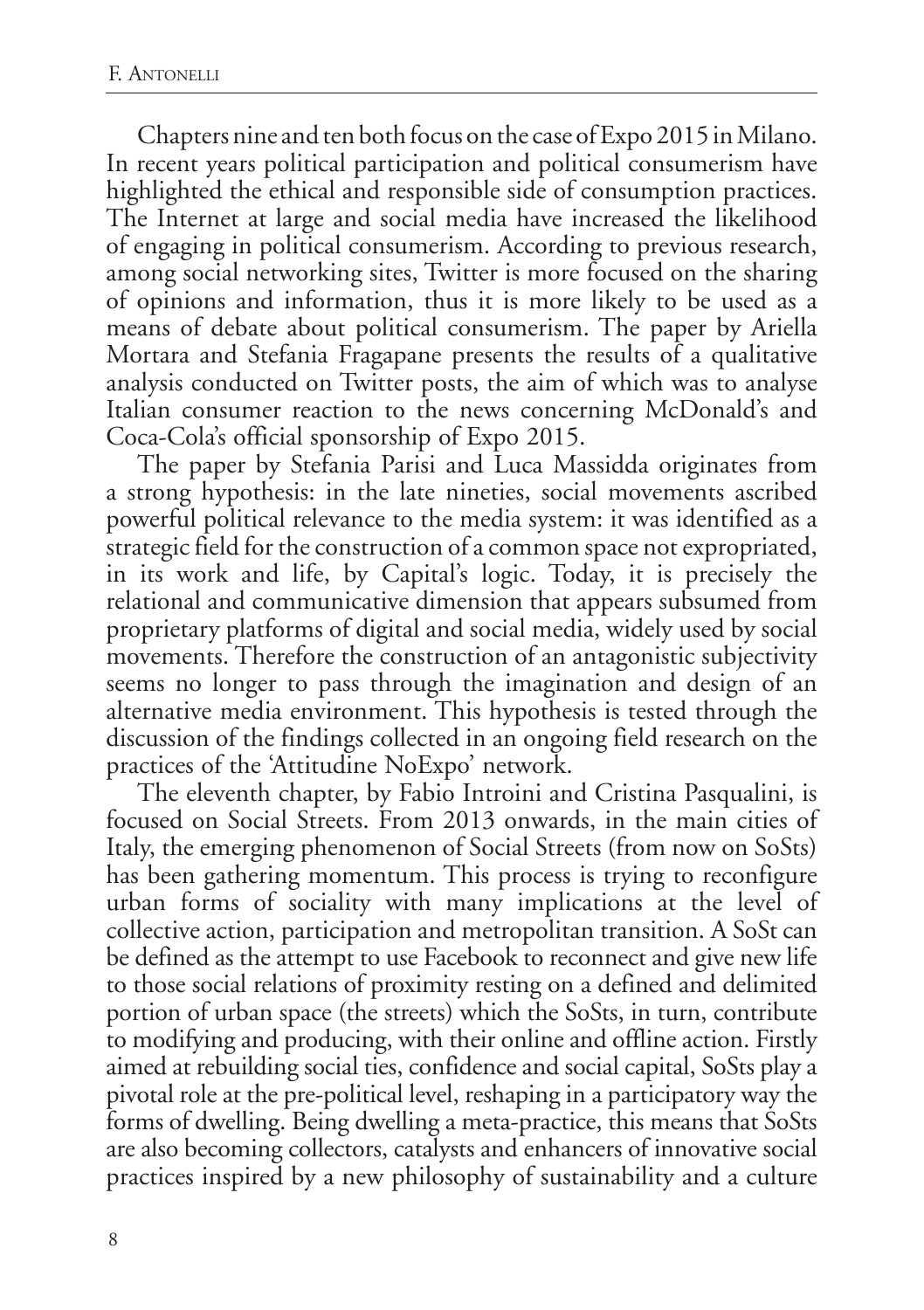Chapters nine and ten both focus on the case of Expo 2015 in Milano. In recent years political participation and political consumerism have highlighted the ethical and responsible side of consumption practices. The Internet at large and social media have increased the likelihood of engaging in political consumerism. According to previous research, among social networking sites, Twitter is more focused on the sharing of opinions and information, thus it is more likely to be used as a means of debate about political consumerism. The paper by Ariella Mortara and Stefania Fragapane presents the results of a qualitative analysis conducted on Twitter posts, the aim of which was to analyse Italian consumer reaction to the news concerning McDonald's and Coca-Cola's official sponsorship of Expo 2015.

The paper by Stefania Parisi and Luca Massidda originates from a strong hypothesis: in the late nineties, social movements ascribed powerful political relevance to the media system: it was identified as a strategic field for the construction of a common space not expropriated, in its work and life, by Capital's logic. Today, it is precisely the relational and communicative dimension that appears subsumed from proprietary platforms of digital and social media, widely used by social movements. Therefore the construction of an antagonistic subjectivity seems no longer to pass through the imagination and design of an alternative media environment. This hypothesis is tested through the discussion of the findings collected in an ongoing field research on the practices of the 'Attitudine NoExpo' network.

The eleventh chapter, by Fabio Introini and Cristina Pasqualini, is focused on Social Streets. From 2013 onwards, in the main cities of Italy, the emerging phenomenon of Social Streets (from now on SoSts) has been gathering momentum. This process is trying to reconfigure urban forms of sociality with many implications at the level of collective action, participation and metropolitan transition. A SoSt can be defined as the attempt to use Facebook to reconnect and give new life to those social relations of proximity resting on a defined and delimited portion of urban space (the streets) which the SoSts, in turn, contribute to modifying and producing, with their online and offline action. Firstly aimed at rebuilding social ties, confidence and social capital, SoSts play a pivotal role at the pre-political level, reshaping in a participatory way the forms of dwelling. Being dwelling a meta-practice, this means that SoSts are also becoming collectors, catalysts and enhancers of innovative social practices inspired by a new philosophy of sustainability and a culture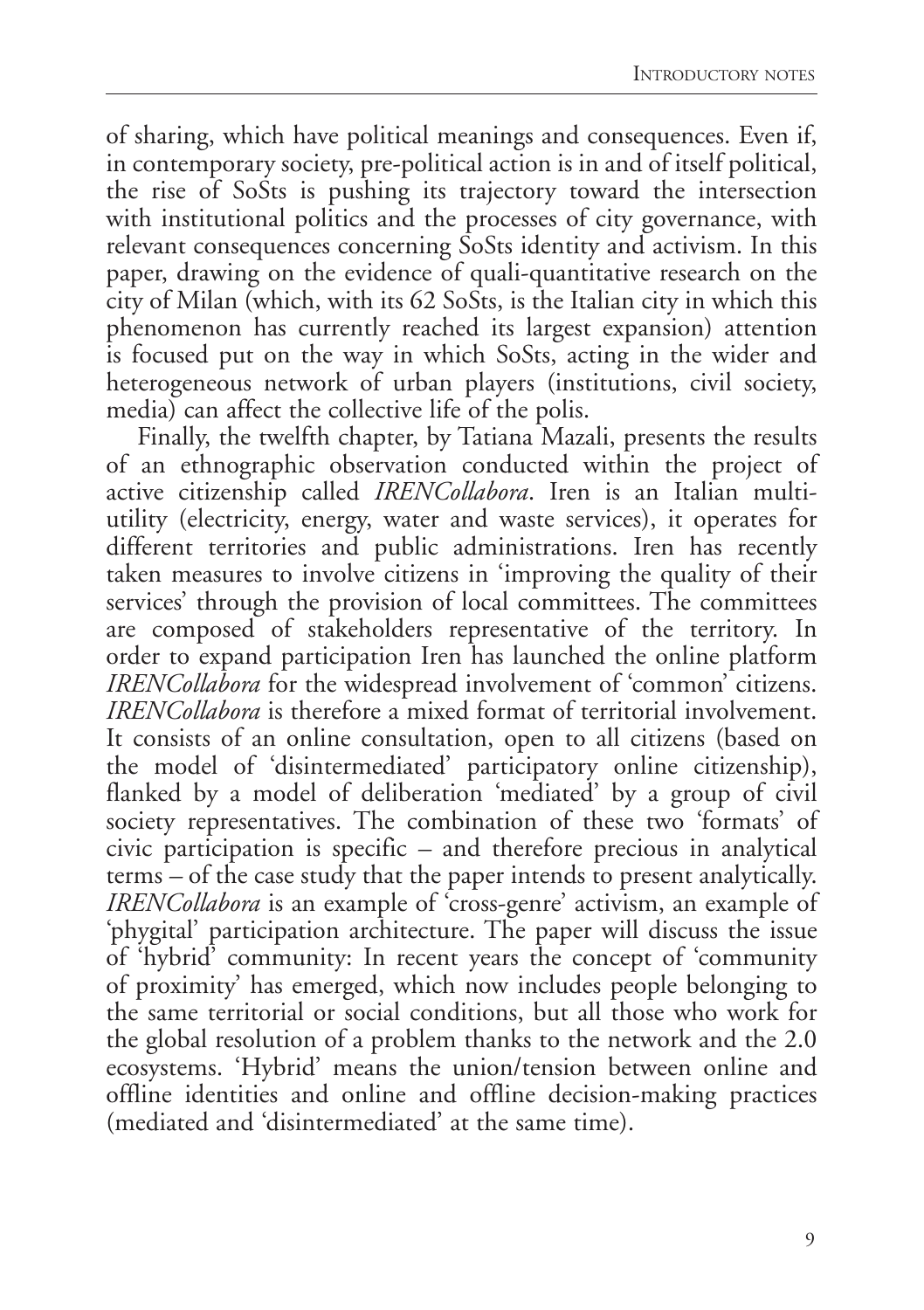of sharing, which have political meanings and consequences. Even if, in contemporary society, pre-political action is in and of itself political, the rise of SoSts is pushing its trajectory toward the intersection with institutional politics and the processes of city governance, with relevant consequences concerning SoSts identity and activism. In this paper, drawing on the evidence of quali-quantitative research on the city of Milan (which, with its 62 SoSts, is the Italian city in which this phenomenon has currently reached its largest expansion) attention is focused put on the way in which SoSts, acting in the wider and heterogeneous network of urban players (institutions, civil society, media) can affect the collective life of the polis.

Finally, the twelfth chapter, by Tatiana Mazali, presents the results of an ethnographic observation conducted within the project of active citizenship called *IRENCollabora*. Iren is an Italian multi-utility (electricity, energy, water and waste services), it operates for different territories and public administrations. Iren has recently taken measures to involve citizens in 'improving the quality of their services' through the provision of local committees. The committees are composed of stakeholders representative of the territory. In order to expand participation Iren has launched the online platform *IRENCollabora* for the widespread involvement of 'common' citizens. *IRENCollabora* is therefore a mixed format of territorial involvement. It consists of an online consultation, open to all citizens (based on the model of 'disintermediated' participatory online citizenship), flanked by a model of deliberation 'mediated' by a group of civil society representatives. The combination of these two 'formats' of civic participation is specific – and therefore precious in analytical terms – of the case study that the paper intends to present analytically. *IRENCollabora* is an example of 'cross-genre' activism, an example of 'phygital' participation architecture. The paper will discuss the issue of 'hybrid' community: In recent years the concept of 'community of proximity' has emerged, which now includes people belonging to the same territorial or social conditions, but all those who work for the global resolution of a problem thanks to the network and the 2.0 ecosystems. 'Hybrid' means the union/tension between online and offline identities and online and offline decision-making practices (mediated and 'disintermediated' at the same time).